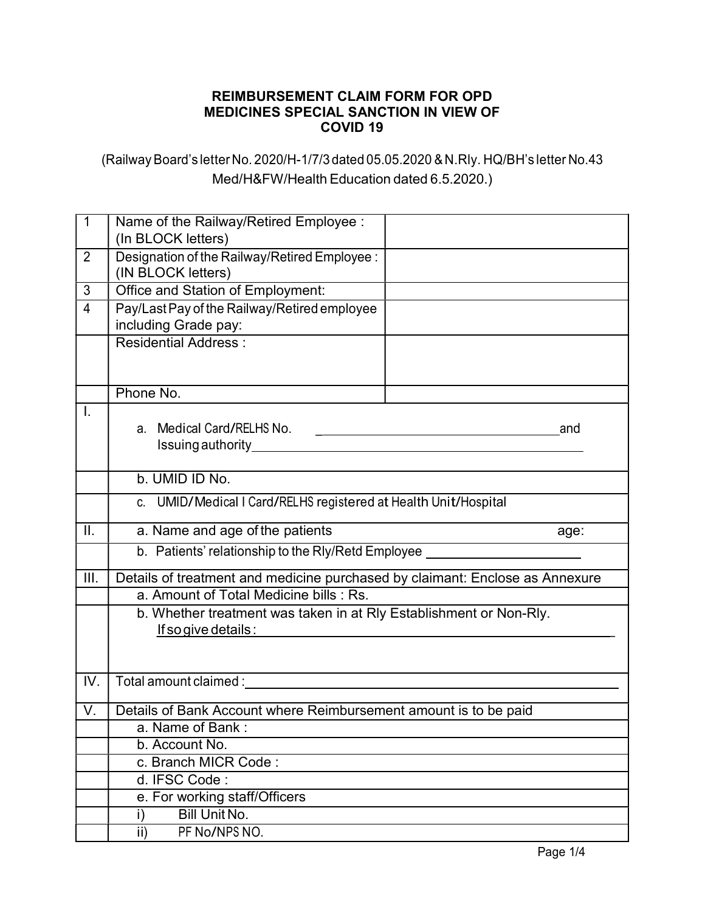# REIMBURSEMENT CLAIM FORM FOR OPD MEDICINES SPECIAL SANCTION IN VIEW OF COVID 19

(Railway Board's letter No. 2020/H-1/7/3 dated 05.05.2020 & N.Rly. HQ/BH's letter No.43 Med/H&FW/Health Education dated 6.5.2020.)

| | | |
|---|---|---|
| 1 | Name of the Railway/Retired Employee : (In BLOCK letters) | |
| 2 | Designation of the Railway/Retired Employee : (IN BLOCK letters) | |
| 3 | Office and Station of Employment: | |
| 4 | Pay/Last Pay of the Railway/Retired employee including Grade pay: | |
| | Residential Address : | |
| | Phone No. | |
| I. | a. Medical Card/RELHS No. ____________________ and Issuing authority____________________ | |
| | b. UMID ID No. | |
| | c. UMID/Medical I Card/RELHS registered at Health Unit/Hospital | |
| II. | a. Name and age of the patients age: | |
| | b. Patients' relationship to the Rly/Retd Employee ____________________ | |
| III. | Details of treatment and medicine purchased by claimant: Enclose as Annexure | |
| | a. Amount of Total Medicine bills : Rs. | |
| | b. Whether treatment was taken in at Rly Establishment or Non-Rly. If so give details : ____________________ | |
| IV. | Total amount claimed :____________________ | |
| V. | Details of Bank Account where Reimbursement amount is to be paid | |
| | a. Name of Bank : | |
| | b. Account No. | |
| | c. Branch MICR Code : | |
| | d. IFSC Code : | |
| | e. For working staff/Officers | |
| | i) Bill Unit No. | |
| | ii) PF No/NPS NO. | |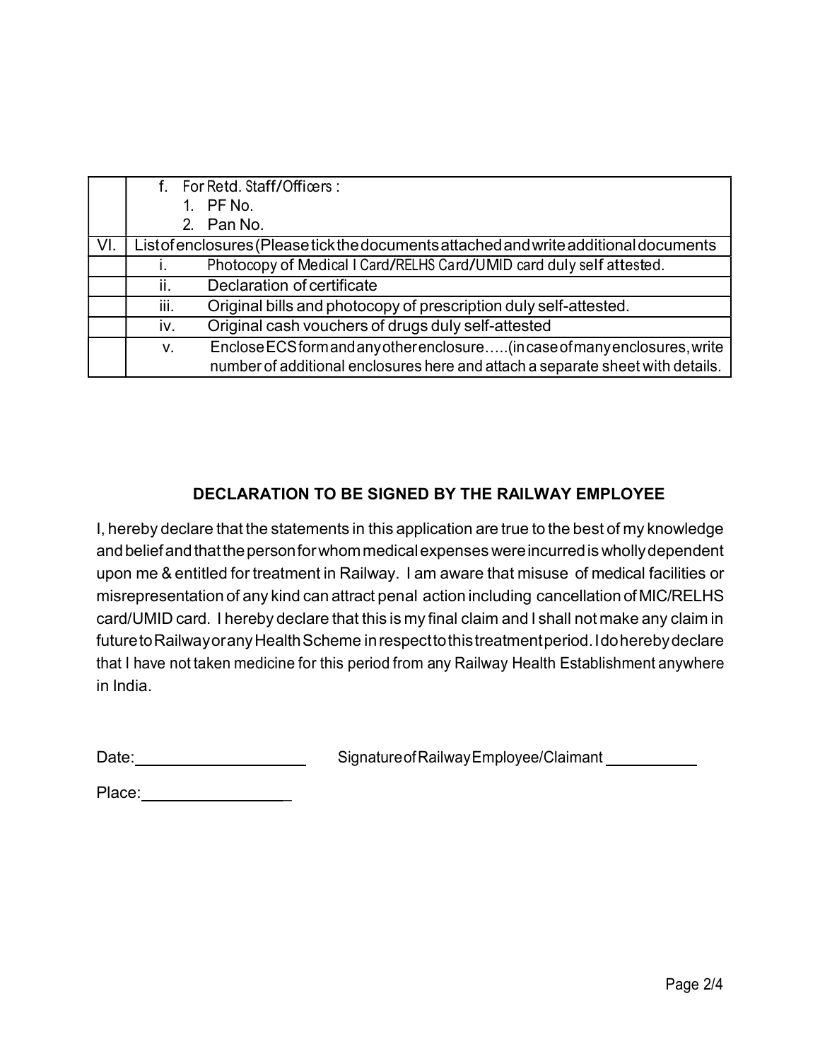| | |
|---|---|
| | f. For Retd. Staff/Officers :<br>1. PF No.<br>2. Pan No. |
| VI. | List of enclosures (Please tick the documents attached and write additional documents |
| | i. Photocopy of Medical I Card/RELHS Card/UMID card duly self attested. |
| | ii. Declaration of certificate |
| | iii. Original bills and photocopy of prescription duly self-attested. |
| | iv. Original cash vouchers of drugs duly self-attested |
| | v. Enclose ECS form and any other enclosure.....(in case of many enclosures, write number of additional enclosures here and attach a separate sheet with details. |

## DECLARATION TO BE SIGNED BY THE RAILWAY EMPLOYEE

I, hereby declare that the statements in this application are true to the best of my knowledge and belief and that the person for whom medical expenses were incurred is wholly dependent upon me & entitled for treatment in Railway. I am aware that misuse of medical facilities or misrepresentation of any kind can attract penal action including cancellation of MIC/RELHS card/UMID card. I hereby declare that this is my final claim and I shall not make any claim in future to Railway or any Health Scheme in respect to this treatment period. I do hereby declare that I have not taken medicine for this period from any Railway Health Establishment anywhere in India.

Date:____________________ Signature of Railway Employee/Claimant ___________

Place:_________________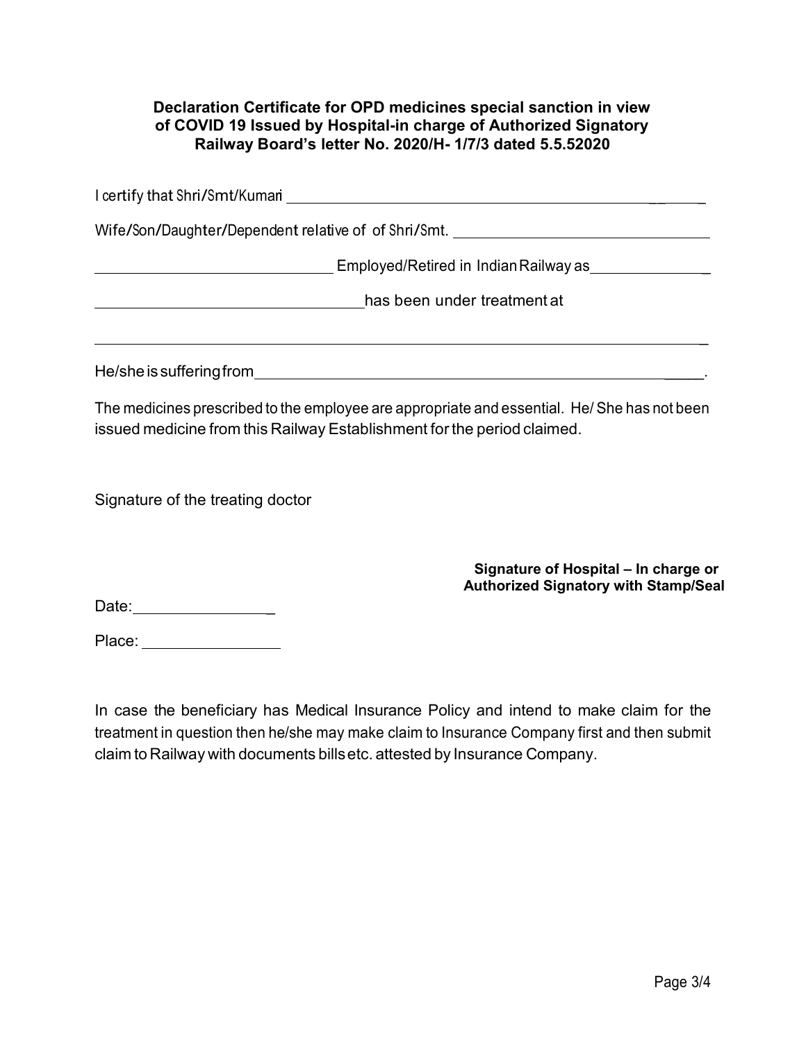**Declaration Certificate for OPD medicines special sanction in view of COVID 19 Issued by Hospital-in charge of Authorized Signatory Railway Board's letter No. 2020/H- 1/7/3 dated 5.5.52020**

I certify that Shri/Smt/Kumari ____________________________________________

Wife/Son/Daughter/Dependent relative of of Shri/Smt. ____________________________

____________________________ Employed/Retired in Indian Railway as ______________

________________________________ has been under treatment at

______________________________________________________________________________

He/she is suffering from _________________________________________________________.

The medicines prescribed to the employee are appropriate and essential. He/ She has not been issued medicine from this Railway Establishment for the period claimed.

Signature of the treating doctor

**Signature of Hospital – In charge or Authorized Signatory with Stamp/Seal**

Date: ________________

Place: ________________

In case the beneficiary has Medical Insurance Policy and intend to make claim for the treatment in question then he/she may make claim to Insurance Company first and then submit claim to Railway with documents bills etc. attested by Insurance Company.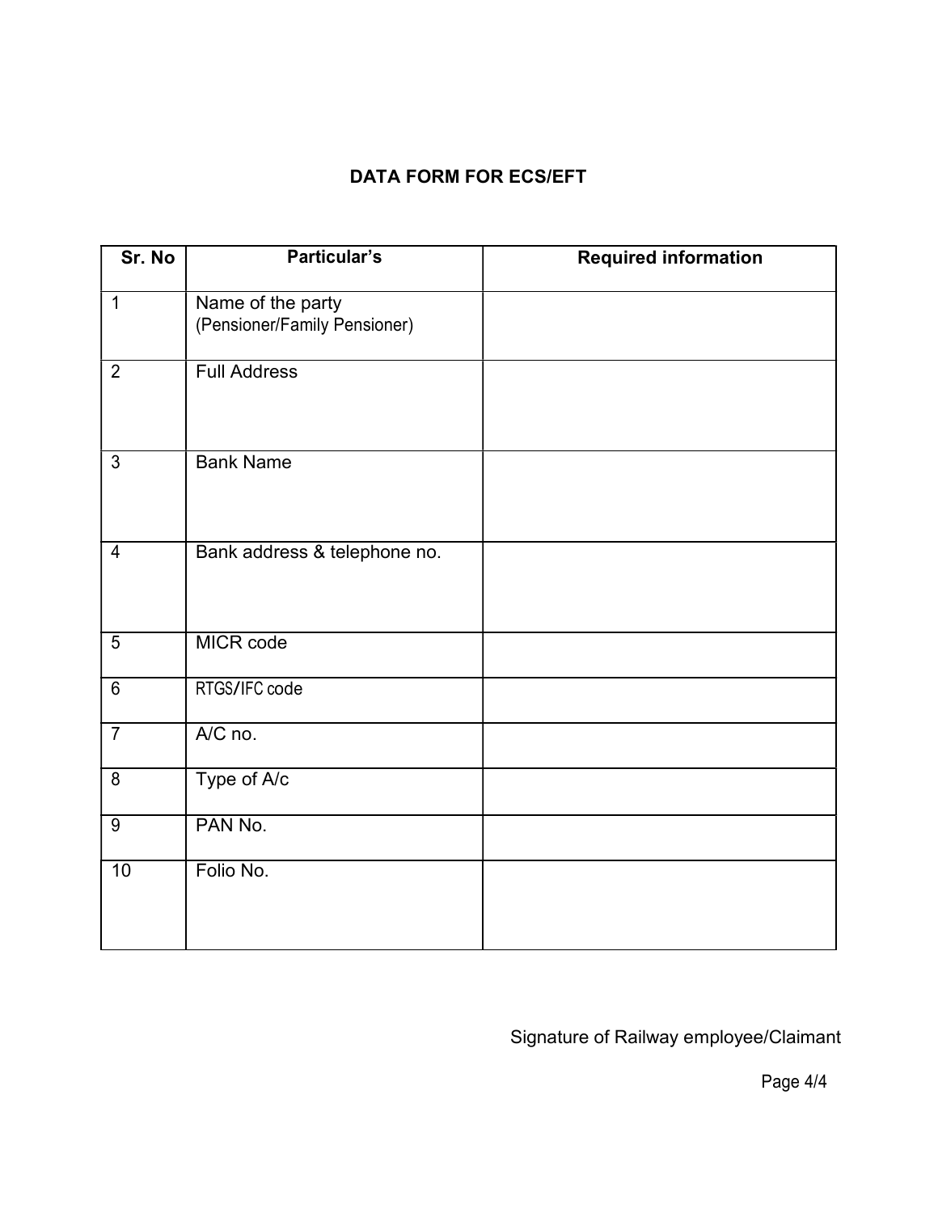## DATA FORM FOR ECS/EFT

| Sr. No | Particular's | Required information |
|---|---|---|
| 1 | Name of the party (Pensioner/Family Pensioner) | |
| 2 | Full Address | |
| 3 | Bank Name | |
| 4 | Bank address & telephone no. | |
| 5 | MICR code | |
| 6 | RTGS/IFC code | |
| 7 | A/C no. | |
| 8 | Type of A/c | |
| 9 | PAN No. | |
| 10 | Folio No. | |

Signature of Railway employee/Claimant